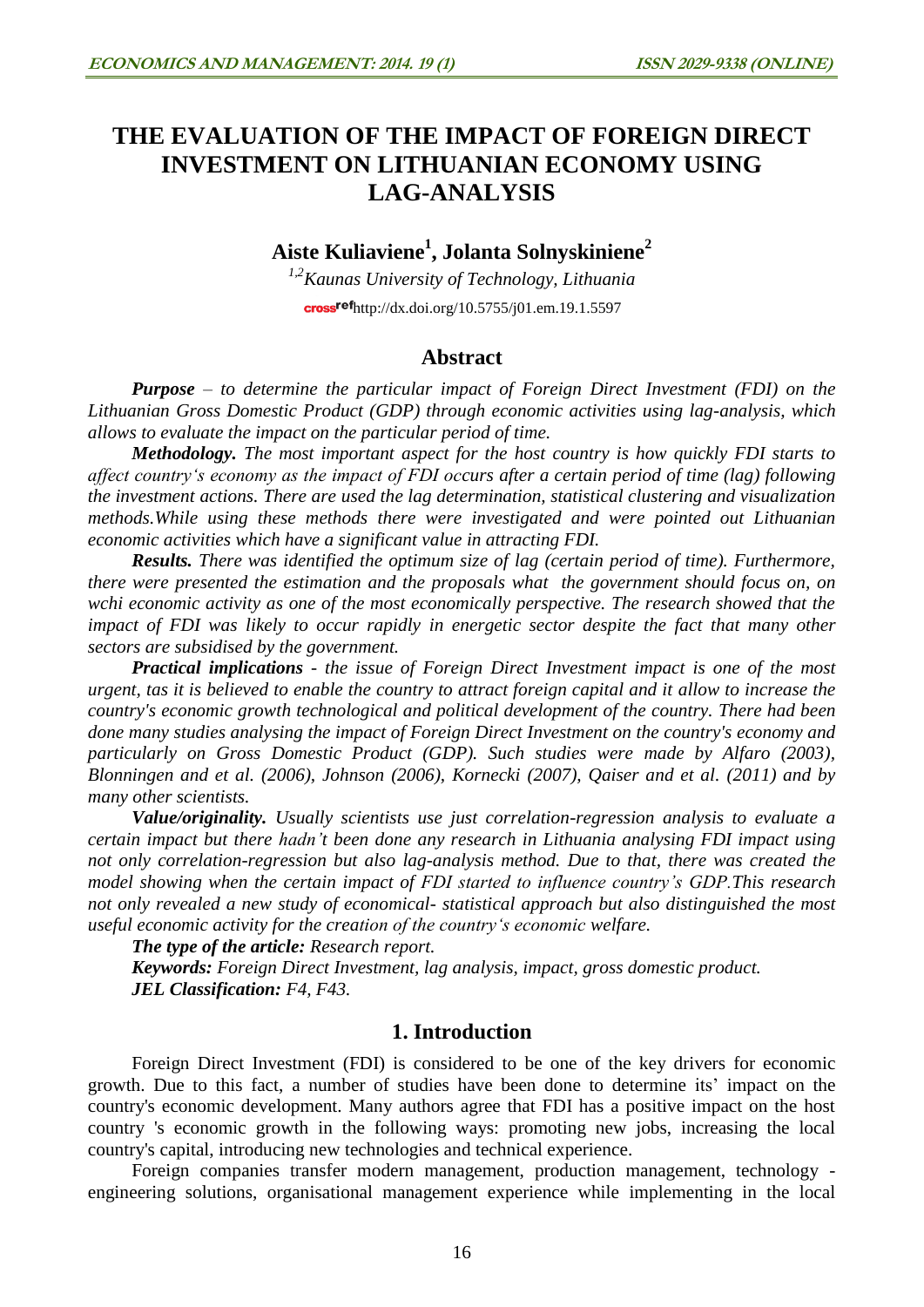# THE EVALUATION OF THE IMPACT OF FOREIGN DIRECT INVESTMENT ON LITHUANIAN ECONOMY USING LAG-ANALYSIS

## Aiste Kuliaviene[1], Jolanta Solnyskiniene[2]

*[1,2]Kaunas University of Technology, Lithuania*

crossref http://dx.doi.org/10.5755/j01.em.19.1.5597

## Abstract

***Purpose*** *– to determine the particular impact of Foreign Direct Investment (FDI) on the Lithuanian Gross Domestic Product (GDP) through economic activities using lag-analysis, which allows to evaluate the impact on the particular period of time.*

***Methodology.*** *The most important aspect for the host country is how quickly FDI starts to affect country's economy as the impact of FDI occurs after a certain period of time (lag) following the investment actions. There are used the lag determination, statistical clustering and visualization methods.While using these methods there were investigated and were pointed out Lithuanian economic activities which have a significant value in attracting FDI.*

***Results.*** *There was identified the optimum size of lag (certain period of time). Furthermore, there were presented the estimation and the proposals what the government should focus on, on wchi economic activity as one of the most economically perspective. The research showed that the impact of FDI was likely to occur rapidly in energetic sector despite the fact that many other sectors are subsidised by the government.*

***Practical implications*** *- the issue of Foreign Direct Investment impact is one of the most urgent, tas it is believed to enable the country to attract foreign capital and it allow to increase the country's economic growth technological and political development of the country. There had been done many studies analysing the impact of Foreign Direct Investment on the country's economy and particularly on Gross Domestic Product (GDP). Such studies were made by Alfaro (2003), Blonningen and et al. (2006), Johnson (2006), Kornecki (2007), Qaiser and et al. (2011) and by many other scientists.*

***Value/originality.*** *Usually scientists use just correlation-regression analysis to evaluate a certain impact but there hadn't been done any research in Lithuania analysing FDI impact using not only correlation-regression but also lag-analysis method. Due to that, there was created the model showing when the certain impact of FDI started to influence country's GDP.This research not only revealed a new study of economical- statistical approach but also distinguished the most useful economic activity for the creation of the country's economic welfare.*

***The type of the article:*** *Research report.*

***Keywords:*** *Foreign Direct Investment, lag analysis, impact, gross domestic product.*

***JEL Classification:*** *F4, F43.*

## 1. Introduction

Foreign Direct Investment (FDI) is considered to be one of the key drivers for economic growth. Due to this fact, a number of studies have been done to determine its' impact on the country's economic development. Many authors agree that FDI has a positive impact on the host country 's economic growth in the following ways: promoting new jobs, increasing the local country's capital, introducing new technologies and technical experience.

Foreign companies transfer modern management, production management, technology - engineering solutions, organisational management experience while implementing in the local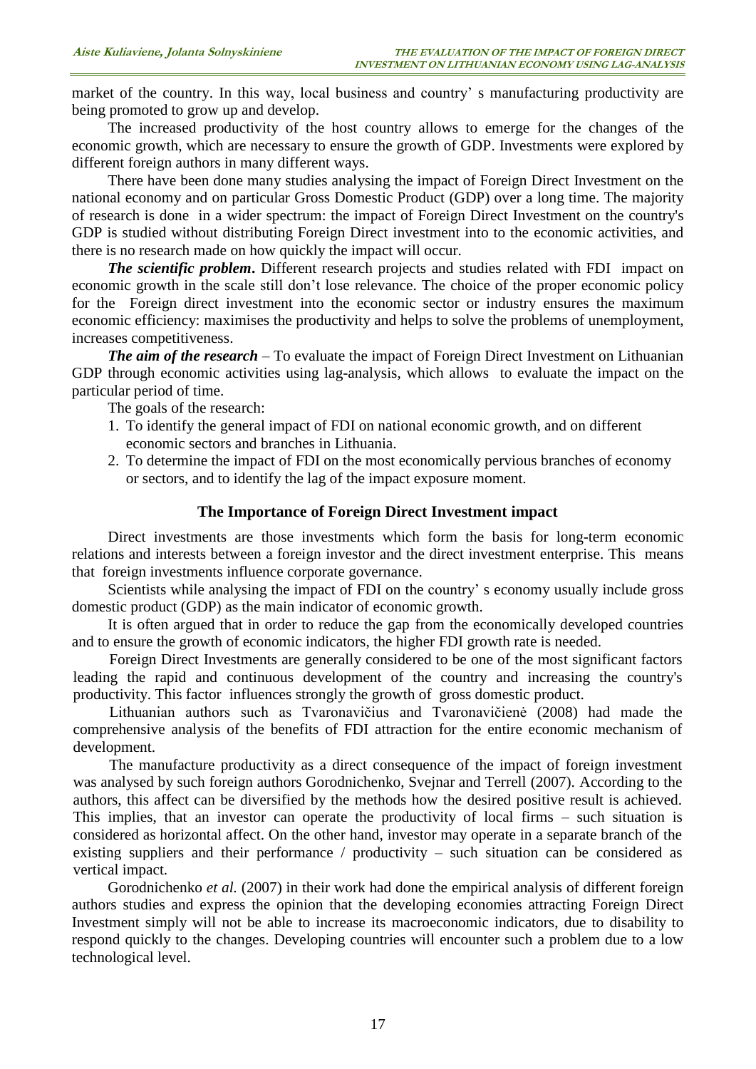market of the country. In this way, local business and country' s manufacturing productivity are being promoted to grow up and develop.

The increased productivity of the host country allows to emerge for the changes of the economic growth, which are necessary to ensure the growth of GDP. Investments were explored by different foreign authors in many different ways.

There have been done many studies analysing the impact of Foreign Direct Investment on the national economy and on particular Gross Domestic Product (GDP) over a long time. The majority of research is done in a wider spectrum: the impact of Foreign Direct Investment on the country's GDP is studied without distributing Foreign Direct investment into to the economic activities, and there is no research made on how quickly the impact will occur.

***The scientific problem*.** Different research projects and studies related with FDI impact on economic growth in the scale still don't lose relevance. The choice of the proper economic policy for the Foreign direct investment into the economic sector or industry ensures the maximum economic efficiency: maximises the productivity and helps to solve the problems of unemployment, increases competitiveness.

***The aim of the research*** – To evaluate the impact of Foreign Direct Investment on Lithuanian GDP through economic activities using lag-analysis, which allows to evaluate the impact on the particular period of time.

The goals of the research:

1. To identify the general impact of FDI on national economic growth, and on different economic sectors and branches in Lithuania.
2. To determine the impact of FDI on the most economically pervious branches of economy or sectors, and to identify the lag of the impact exposure moment.

## The Importance of Foreign Direct Investment impact

Direct investments are those investments which form the basis for long-term economic relations and interests between a foreign investor and the direct investment enterprise. This means that foreign investments influence corporate governance.

Scientists while analysing the impact of FDI on the country' s economy usually include gross domestic product (GDP) as the main indicator of economic growth.

It is often argued that in order to reduce the gap from the economically developed countries and to ensure the growth of economic indicators, the higher FDI growth rate is needed.

Foreign Direct Investments are generally considered to be one of the most significant factors leading the rapid and continuous development of the country and increasing the country's productivity. This factor influences strongly the growth of gross domestic product.

Lithuanian authors such as Tvaronavičius and Tvaronavičienė (2008) had made the comprehensive analysis of the benefits of FDI attraction for the entire economic mechanism of development.

The manufacture productivity as a direct consequence of the impact of foreign investment was analysed by such foreign authors Gorodnichenko, Svejnar and Terrell (2007). According to the authors, this affect can be diversified by the methods how the desired positive result is achieved. This implies, that an investor can operate the productivity of local firms – such situation is considered as horizontal affect. On the other hand, investor may operate in a separate branch of the existing suppliers and their performance / productivity – such situation can be considered as vertical impact.

Gorodnichenko *et al.* (2007) in their work had done the empirical analysis of different foreign authors studies and express the opinion that the developing economies attracting Foreign Direct Investment simply will not be able to increase its macroeconomic indicators, due to disability to respond quickly to the changes. Developing countries will encounter such a problem due to a low technological level.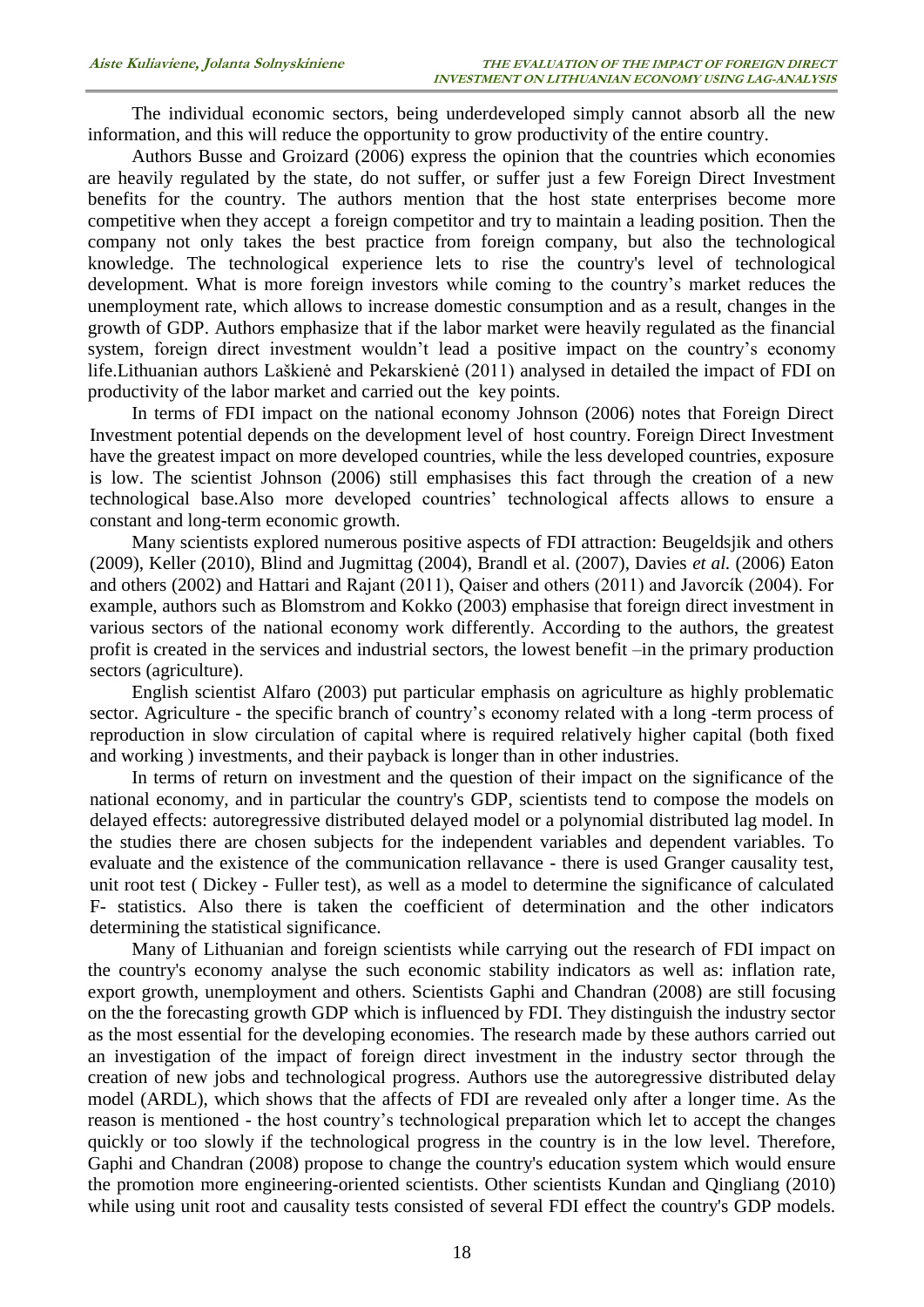The individual economic sectors, being underdeveloped simply cannot absorb all the new information, and this will reduce the opportunity to grow productivity of the entire country.

Authors Busse and Groizard (2006) express the opinion that the countries which economies are heavily regulated by the state, do not suffer, or suffer just a few Foreign Direct Investment benefits for the country. The authors mention that the host state enterprises become more competitive when they accept a foreign competitor and try to maintain a leading position. Then the company not only takes the best practice from foreign company, but also the technological knowledge. The technological experience lets to rise the country's level of technological development. What is more foreign investors while coming to the country's market reduces the unemployment rate, which allows to increase domestic consumption and as a result, changes in the growth of GDP. Authors emphasize that if the labor market were heavily regulated as the financial system, foreign direct investment wouldn't lead a positive impact on the country's economy life.Lithuanian authors Laškienė and Pekarskienė (2011) analysed in detailed the impact of FDI on productivity of the labor market and carried out the key points.

In terms of FDI impact on the national economy Johnson (2006) notes that Foreign Direct Investment potential depends on the development level of host country. Foreign Direct Investment have the greatest impact on more developed countries, while the less developed countries, exposure is low. The scientist Johnson (2006) still emphasises this fact through the creation of a new technological base.Also more developed countries' technological affects allows to ensure a constant and long-term economic growth.

Many scientists explored numerous positive aspects of FDI attraction: Beugeldsjik and others (2009), Keller (2010), Blind and Jugmittag (2004), Brandl et al. (2007), Davies *et al.* (2006) Eaton and others (2002) and Hattari and Rajant (2011), Qaiser and others (2011) and Javorcík (2004). For example, authors such as Blomstrom and Kokko (2003) emphasise that foreign direct investment in various sectors of the national economy work differently. According to the authors, the greatest profit is created in the services and industrial sectors, the lowest benefit –in the primary production sectors (agriculture).

English scientist Alfaro (2003) put particular emphasis on agriculture as highly problematic sector. Agriculture - the specific branch of country's economy related with a long -term process of reproduction in slow circulation of capital where is required relatively higher capital (both fixed and working ) investments, and their payback is longer than in other industries.

In terms of return on investment and the question of their impact on the significance of the national economy, and in particular the country's GDP, scientists tend to compose the models on delayed effects: autoregressive distributed delayed model or a polynomial distributed lag model. In the studies there are chosen subjects for the independent variables and dependent variables. To evaluate and the existence of the communication rellavance - there is used Granger causality test, unit root test ( Dickey - Fuller test), as well as a model to determine the significance of calculated F- statistics. Also there is taken the coefficient of determination and the other indicators determining the statistical significance.

Many of Lithuanian and foreign scientists while carrying out the research of FDI impact on the country's economy analyse the such economic stability indicators as well as: inflation rate, export growth, unemployment and others. Scientists Gaphi and Chandran (2008) are still focusing on the the forecasting growth GDP which is influenced by FDI. They distinguish the industry sector as the most essential for the developing economies. The research made by these authors carried out an investigation of the impact of foreign direct investment in the industry sector through the creation of new jobs and technological progress. Authors use the autoregressive distributed delay model (ARDL), which shows that the affects of FDI are revealed only after a longer time. As the reason is mentioned - the host country's technological preparation which let to accept the changes quickly or too slowly if the technological progress in the country is in the low level. Therefore, Gaphi and Chandran (2008) propose to change the country's education system which would ensure the promotion more engineering-oriented scientists. Other scientists Kundan and Qingliang (2010) while using unit root and causality tests consisted of several FDI effect the country's GDP models.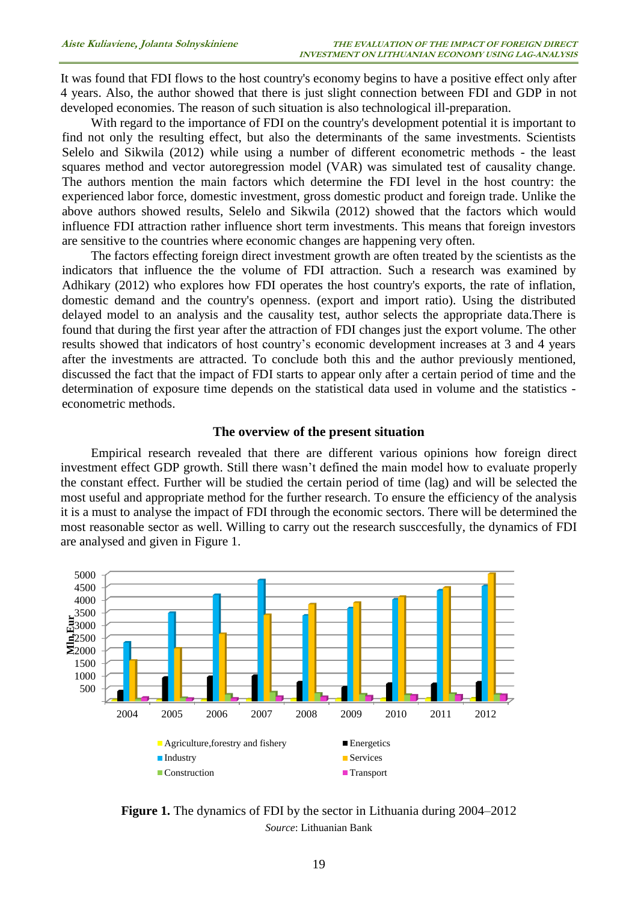It was found that FDI flows to the host country's economy begins to have a positive effect only after 4 years. Also, the author showed that there is just slight connection between FDI and GDP in not developed economies. The reason of such situation is also technological ill-preparation.

With regard to the importance of FDI on the country's development potential it is important to find not only the resulting effect, but also the determinants of the same investments. Scientists Selelo and Sikwila (2012) while using a number of different econometric methods - the least squares method and vector autoregression model (VAR) was simulated test of causality change. The authors mention the main factors which determine the FDI level in the host country: the experienced labor force, domestic investment, gross domestic product and foreign trade. Unlike the above authors showed results, Selelo and Sikwila (2012) showed that the factors which would influence FDI attraction rather influence short term investments. This means that foreign investors are sensitive to the countries where economic changes are happening very often.

The factors effecting foreign direct investment growth are often treated by the scientists as the indicators that influence the the volume of FDI attraction. Such a research was examined by Adhikary (2012) who explores how FDI operates the host country's exports, the rate of inflation, domestic demand and the country's openness. (export and import ratio). Using the distributed delayed model to an analysis and the causality test, author selects the appropriate data.There is found that during the first year after the attraction of FDI changes just the export volume. The other results showed that indicators of host country's economic development increases at 3 and 4 years after the investments are attracted. To conclude both this and the author previously mentioned, discussed the fact that the impact of FDI starts to appear only after a certain period of time and the determination of exposure time depends on the statistical data used in volume and the statistics - econometric methods.

### The overview of the present situation

Empirical research revealed that there are different various opinions how foreign direct investment effect GDP growth. Still there wasn't defined the main model how to evaluate properly the constant effect. Further will be studied the certain period of time (lag) and will be selected the most useful and appropriate method for the further research. To ensure the efficiency of the analysis it is a must to analyse the impact of FDI through the economic sectors. There will be determined the most reasonable sector as well. Willing to carry out the research susccesfully, the dynamics of FDI are analysed and given in Figure 1.

**Figure 1.** The dynamics of FDI by the sector in Lithuania during 2004–2012

*Source*: Lithuanian Bank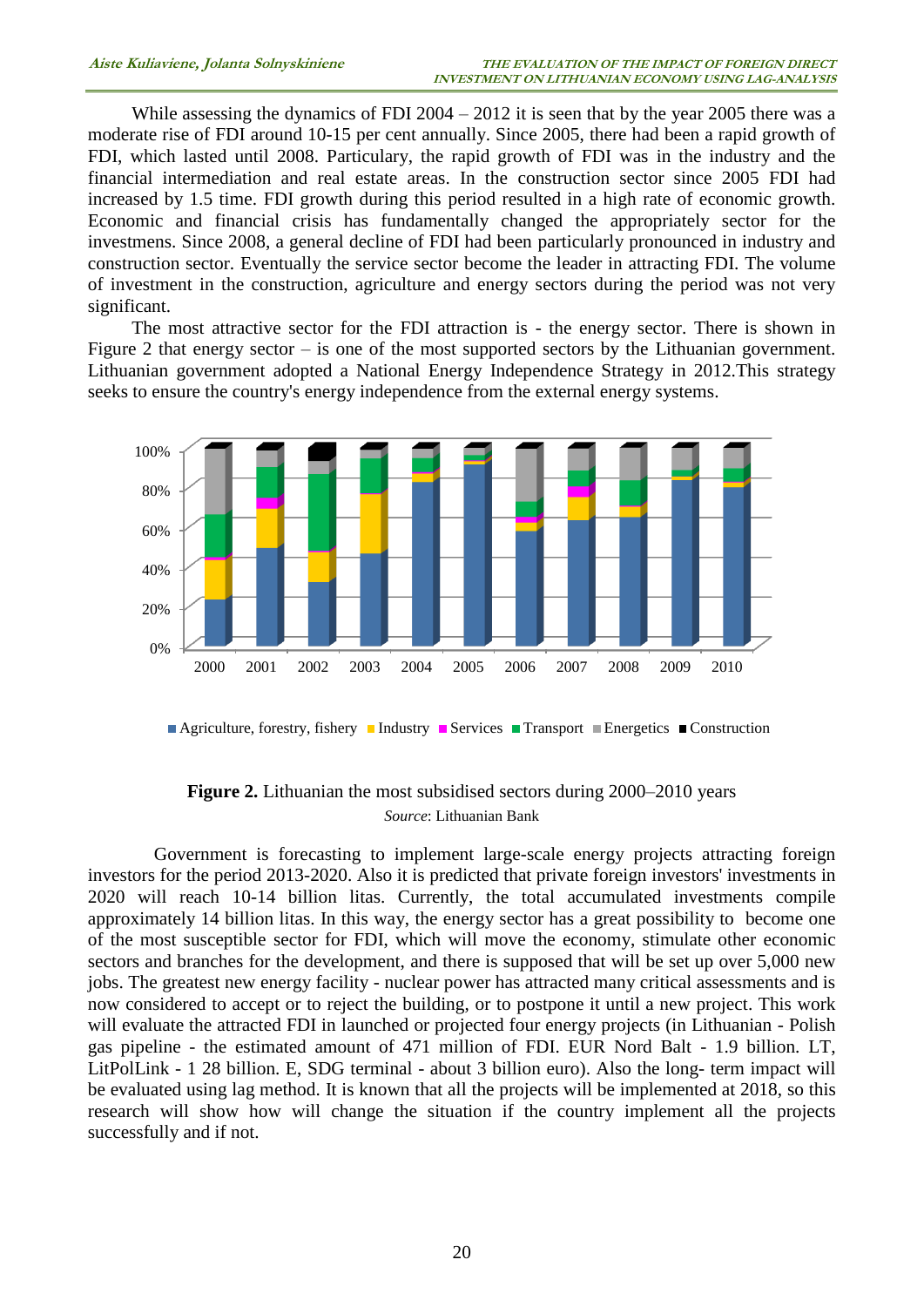While assessing the dynamics of FDI 2004 – 2012 it is seen that by the year 2005 there was a moderate rise of FDI around 10-15 per cent annually. Since 2005, there had been a rapid growth of FDI, which lasted until 2008. Particulary, the rapid growth of FDI was in the industry and the financial intermediation and real estate areas. In the construction sector since 2005 FDI had increased by 1.5 time. FDI growth during this period resulted in a high rate of economic growth. Economic and financial crisis has fundamentally changed the appropriately sector for the investmens. Since 2008, a general decline of FDI had been particularly pronounced in industry and construction sector. Eventually the service sector become the leader in attracting FDI. The volume of investment in the construction, agriculture and energy sectors during the period was not very significant.

The most attractive sector for the FDI attraction is - the energy sector. There is shown in Figure 2 that energy sector – is one of the most supported sectors by the Lithuanian government. Lithuanian government adopted a National Energy Independence Strategy in 2012.This strategy seeks to ensure the country's energy independence from the external energy systems.

**Figure 2.** Lithuanian the most subsidised sectors during 2000–2010 years
*Source*: Lithuanian Bank

Government is forecasting to implement large-scale energy projects attracting foreign investors for the period 2013-2020. Also it is predicted that private foreign investors' investments in 2020 will reach 10-14 billion litas. Currently, the total accumulated investments compile approximately 14 billion litas. In this way, the energy sector has a great possibility to become one of the most susceptible sector for FDI, which will move the economy, stimulate other economic sectors and branches for the development, and there is supposed that will be set up over 5,000 new jobs. The greatest new energy facility - nuclear power has attracted many critical assessments and is now considered to accept or to reject the building, or to postpone it until a new project. This work will evaluate the attracted FDI in launched or projected four energy projects (in Lithuanian - Polish gas pipeline - the estimated amount of 471 million of FDI. EUR Nord Balt - 1.9 billion. LT, LitPolLink - 1 28 billion. E, SDG terminal - about 3 billion euro). Also the long- term impact will be evaluated using lag method. It is known that all the projects will be implemented at 2018, so this research will show how will change the situation if the country implement all the projects successfully and if not.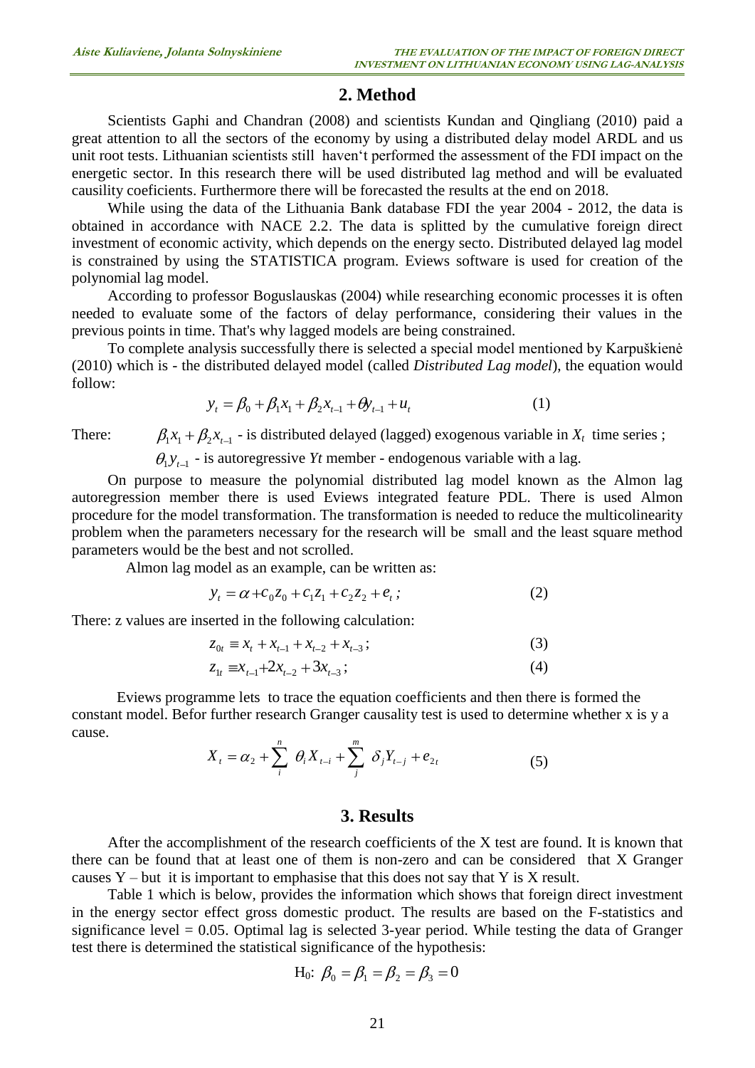## 2. Method

Scientists Gaphi and Chandran (2008) and scientists Kundan and Qingliang (2010) paid a great attention to all the sectors of the economy by using a distributed delay model ARDL and us unit root tests. Lithuanian scientists still haven't performed the assessment of the FDI impact on the energetic sector. In this research there will be used distributed lag method and will be evaluated causility coeficients. Furthermore there will be forecasted the results at the end on 2018.

While using the data of the Lithuania Bank database FDI the year 2004 - 2012, the data is obtained in accordance with NACE 2.2. The data is splitted by the cumulative foreign direct investment of economic activity, which depends on the energy secto. Distributed delayed lag model is constrained by using the STATISTICA program. Eviews software is used for creation of the polynomial lag model.

According to professor Boguslauskas (2004) while researching economic processes it is often needed to evaluate some of the factors of delay performance, considering their values in the previous points in time. That's why lagged models are being constrained.

To complete analysis successfully there is selected a special model mentioned by Karpuškienė (2010) which is - the distributed delayed model (called *Distributed Lag model*), the equation would follow:

$$y_t = \beta_0 + \beta_1 x_1 + \beta_2 x_{t-1} + \theta y_{t-1} + u_t \tag{1}$$

There: $\beta_1 x_1 + \beta_2 x_{t-1}$ - is distributed delayed (lagged) exogenous variable in $X_t$ time series ;

$\theta_1 y_{t-1}$ - is autoregressive *Yt* member - endogenous variable with a lag.

On purpose to measure the polynomial distributed lag model known as the Almon lag autoregression member there is used Eviews integrated feature PDL. There is used Almon procedure for the model transformation. The transformation is needed to reduce the multicolinearity problem when the parameters necessary for the research will be small and the least square method parameters would be the best and not scrolled.

Almon lag model as an example, can be written as:

$$y_t = \alpha + c_0 z_0 + c_1 z_1 + c_2 z_2 + e_t \, ; \tag{2}$$

There: z values are inserted in the following calculation:

$$z_{0t} \equiv x_t + x_{t-1} + x_{t-2} + x_{t-3} \, ; \tag{3}$$

$$z_{1t} \equiv x_{t-1} + 2x_{t-2} + 3x_{t-3} \, ; \tag{4}$$

Eviews programme lets to trace the equation coefficients and then there is formed the constant model. Befor further research Granger causality test is used to determine whether x is y a cause.

$$X_t = \alpha_2 + \sum_i^n \theta_i X_{t-i} + \sum_j^m \delta_j Y_{t-j} + e_{2t} \tag{5}$$

## 3. Results

After the accomplishment of the research coefficients of the X test are found. It is known that there can be found that at least one of them is non-zero and can be considered that X Granger causes Y – but it is important to emphasise that this does not say that Y is X result.

Table 1 which is below, provides the information which shows that foreign direct investment in the energy sector effect gross domestic product. The results are based on the F-statistics and significance level = 0.05. Optimal lag is selected 3-year period. While testing the data of Granger test there is determined the statistical significance of the hypothesis:

$$\text{H}_0\text{: } \beta_0 = \beta_1 = \beta_2 = \beta_3 = 0$$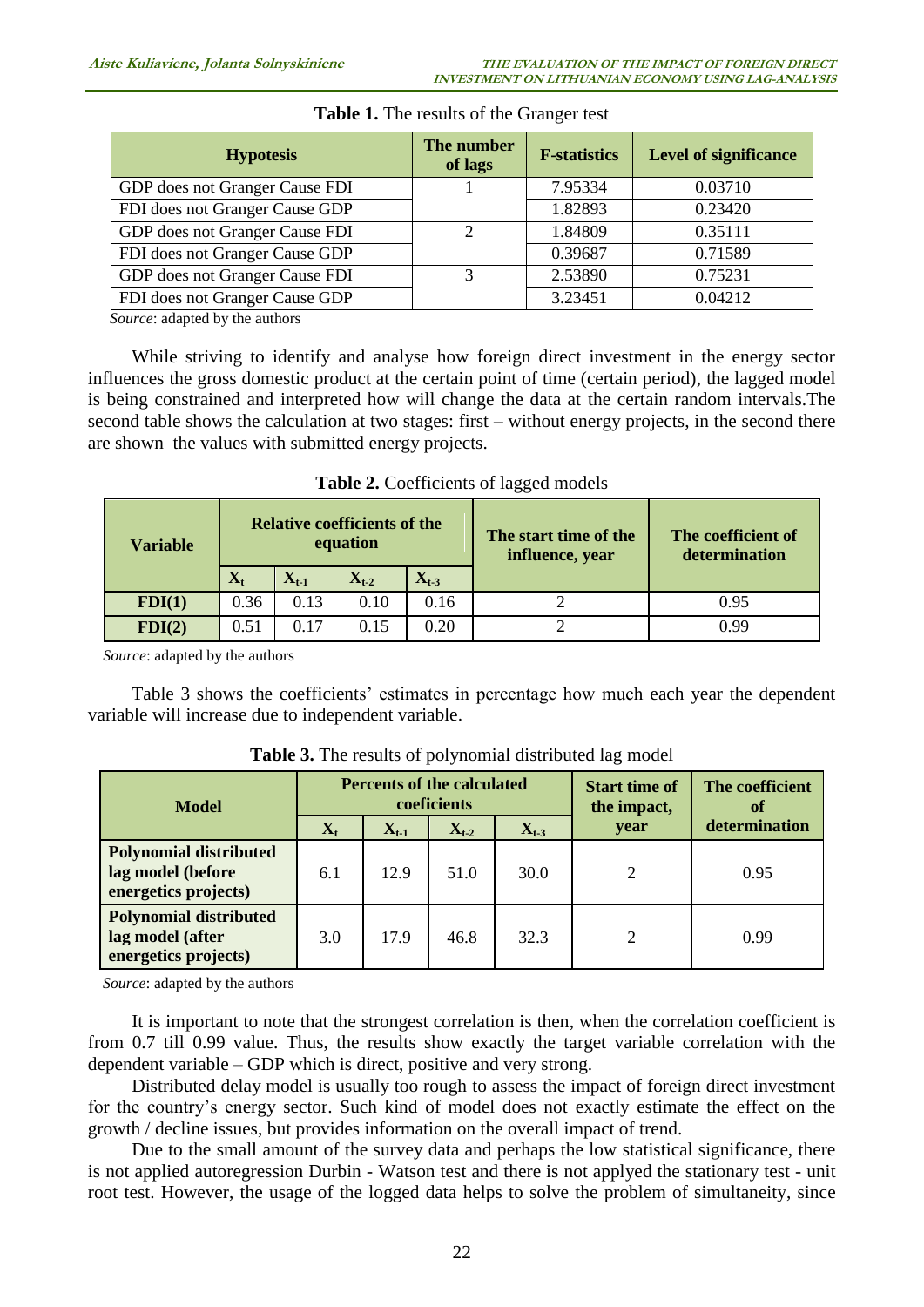**Table 1.** The results of the Granger test

| Hypotesis | The number of lags | F-statistics | Level of significance |
|---|---|---|---|
| GDP does not Granger Cause FDI | 1 | 7.95334 | 0.03710 |
| FDI does not Granger Cause GDP | | 1.82893 | 0.23420 |
| GDP does not Granger Cause FDI | 2 | 1.84809 | 0.35111 |
| FDI does not Granger Cause GDP | | 0.39687 | 0.71589 |
| GDP does not Granger Cause FDI | 3 | 2.53890 | 0.75231 |
| FDI does not Granger Cause GDP | | 3.23451 | 0.04212 |

*Source*: adapted by the authors

While striving to identify and analyse how foreign direct investment in the energy sector influences the gross domestic product at the certain point of time (certain period), the lagged model is being constrained and interpreted how will change the data at the certain random intervals.The second table shows the calculation at two stages: first – without energy projects, in the second there are shown the values with submitted energy projects.

**Table 2.** Coefficients of lagged models

| Variable | Relative coefficients of the equation | | | | The start time of the influence, year | The coefficient of determination |
|---|---|---|---|---|---|---|
| | $X_t$ | $X_{t-1}$ | $X_{t-2}$ | $X_{t-3}$ | | |
| **FDI(1)** | 0.36 | 0.13 | 0.10 | 0.16 | 2 | 0.95 |
| **FDI(2)** | 0.51 | 0.17 | 0.15 | 0.20 | 2 | 0.99 |

*Source*: adapted by the authors

Table 3 shows the coefficients' estimates in percentage how much each year the dependent variable will increase due to independent variable.

**Table 3.** The results of polynomial distributed lag model

| Model | Percents of the calculated coeficients | | | | Start time of the impact, year | The coefficient of determination |
|---|---|---|---|---|---|---|
| | $X_t$ | $X_{t-1}$ | $X_{t-2}$ | $X_{t-3}$ | | |
| **Polynomial distributed lag model (before energetics projects)** | 6.1 | 12.9 | 51.0 | 30.0 | 2 | 0.95 |
| **Polynomial distributed lag model (after energetics projects)** | 3.0 | 17.9 | 46.8 | 32.3 | 2 | 0.99 |

*Source*: adapted by the authors

It is important to note that the strongest correlation is then, when the correlation coefficient is from 0.7 till 0.99 value. Thus, the results show exactly the target variable correlation with the dependent variable – GDP which is direct, positive and very strong.

Distributed delay model is usually too rough to assess the impact of foreign direct investment for the country's energy sector. Such kind of model does not exactly estimate the effect on the growth / decline issues, but provides information on the overall impact of trend.

Due to the small amount of the survey data and perhaps the low statistical significance, there is not applied autoregression Durbin - Watson test and there is not applyed the stationary test - unit root test. However, the usage of the logged data helps to solve the problem of simultaneity, since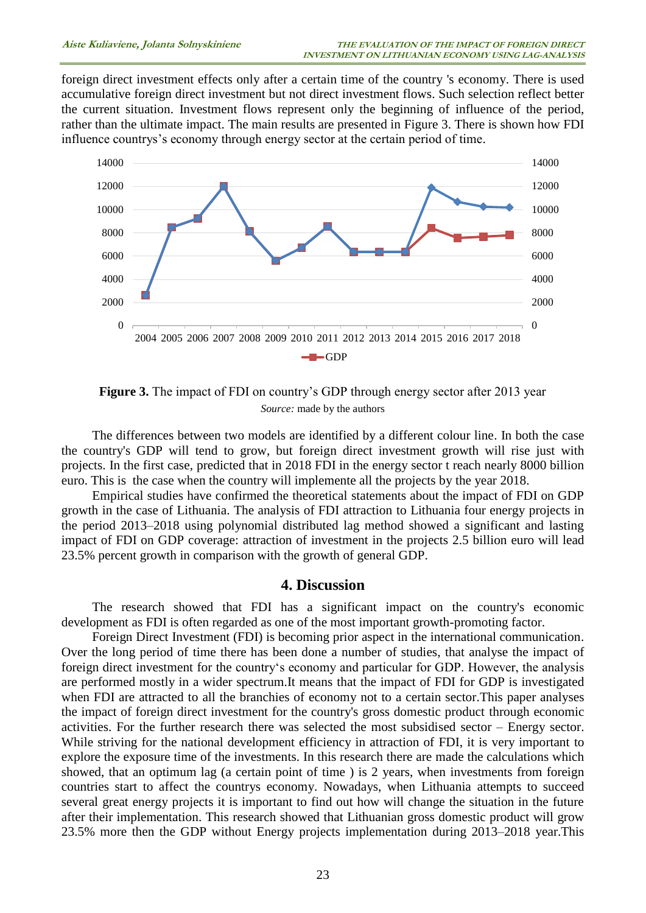foreign direct investment effects only after a certain time of the country 's economy. There is used accumulative foreign direct investment but not direct investment flows. Such selection reflect better the current situation. Investment flows represent only the beginning of influence of the period, rather than the ultimate impact. The main results are presented in Figure 3. There is shown how FDI influence countrys's economy through energy sector at the certain period of time.

**Figure 3.** The impact of FDI on country's GDP through energy sector after 2013 year

*Source:* made by the authors

The differences between two models are identified by a different colour line. In both the case the country's GDP will tend to grow, but foreign direct investment growth will rise just with projects. In the first case, predicted that in 2018 FDI in the energy sector t reach nearly 8000 billion euro. This is  the case when the country will implemente all the projects by the year 2018.

Empirical studies have confirmed the theoretical statements about the impact of FDI on GDP growth in the case of Lithuania. The analysis of FDI attraction to Lithuania four energy projects in the period 2013–2018 using polynomial distributed lag method showed a significant and lasting impact of FDI on GDP coverage: attraction of investment in the projects 2.5 billion euro will lead 23.5% percent growth in comparison with the growth of general GDP.

## 4. Discussion

The research showed that FDI has a significant impact on the country's economic development as FDI is often regarded as one of the most important growth-promoting factor.

Foreign Direct Investment (FDI) is becoming prior aspect in the international communication. Over the long period of time there has been done a number of studies, that analyse the impact of foreign direct investment for the country's economy and particular for GDP. However, the analysis are performed mostly in a wider spectrum.It means that the impact of FDI for GDP is investigated when FDI are attracted to all the branchies of economy not to a certain sector.This paper analyses the impact of foreign direct investment for the country's gross domestic product through economic activities. For the further research there was selected the most subsidised sector – Energy sector. While striving for the national development efficiency in attraction of FDI, it is very important to explore the exposure time of the investments. In this research there are made the calculations which showed, that an optimum lag (a certain point of time ) is 2 years, when investments from foreign countries start to affect the countrys economy. Nowadays, when Lithuania attempts to succeed several great energy projects it is important to find out how will change the situation in the future after their implementation. This research showed that Lithuanian gross domestic product will grow 23.5% more then the GDP without Energy projects implementation during 2013–2018 year.This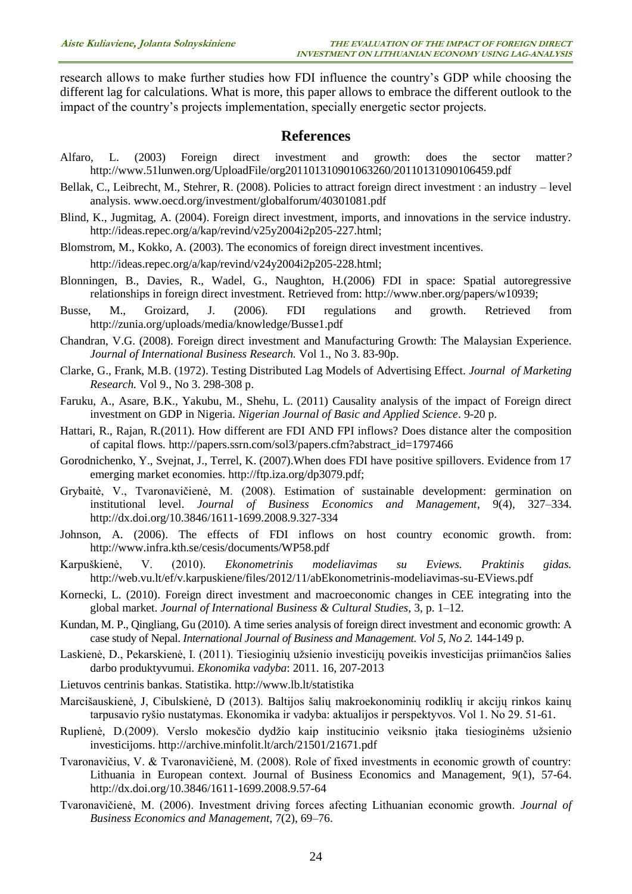research allows to make further studies how FDI influence the country's GDP while choosing the different lag for calculations. What is more, this paper allows to embrace the different outlook to the impact of the country's projects implementation, specially energetic sector projects.

## References

Alfaro, L. (2003) Foreign direct investment and growth: does the sector matter*?* http://www.51lunwen.org/UploadFile/org201101310901063260/20110131090106459.pdf

Bellak, C., Leibrecht, M., Stehrer, R. (2008). Policies to attract foreign direct investment : an industry – level analysis. www.oecd.org/investment/globalforum/40301081.pdf

Blind, K., Jugmitag, A. (2004). Foreign direct investment, imports, and innovations in the service industry. http://ideas.repec.org/a/kap/revind/v25y2004i2p205-227.html;

Blomstrom, M., Kokko, A. (2003). The economics of foreign direct investment incentives.
http://ideas.repec.org/a/kap/revind/v24y2004i2p205-228.html;

Blonningen, B., Davies, R., Wadel, G., Naughton, H.(2006) FDI in space: Spatial autoregressive relationships in foreign direct investment. Retrieved from: http://www.nber.org/papers/w10939;

Busse, M., Groizard, J. (2006). FDI regulations and growth. Retrieved from http://zunia.org/uploads/media/knowledge/Busse1.pdf

Chandran, V.G. (2008). Foreign direct investment and Manufacturing Growth: The Malaysian Experience. *Journal of International Business Research.* Vol 1., No 3. 83-90p.

Clarke, G., Frank, M.B. (1972). Testing Distributed Lag Models of Advertising Effect. *Journal of Marketing Research.* Vol 9., No 3. 298-308 p.

Faruku, A., Asare, B.K., Yakubu, M., Shehu, L. (2011) Causality analysis of the impact of Foreign direct investment on GDP in Nigeria. *Nigerian Journal of Basic and Applied Science*. 9-20 p.

Hattari, R., Rajan, R.(2011). How different are FDI AND FPI inflows? Does distance alter the composition of capital flows. http://papers.ssrn.com/sol3/papers.cfm?abstract_id=1797466

Gorodnichenko, Y., Svejnat, J., Terrel, K. (2007).When does FDI have positive spillovers. Evidence from 17 emerging market economies. http://ftp.iza.org/dp3079.pdf;

Grybaitė, V., Tvaronavičienė, M. (2008). Estimation of sustainable development: germination on institutional level. *Journal of Business Economics and Management*, 9(4), 327–334. http://dx.doi.org/10.3846/1611-1699.2008.9.327-334

Johnson, A. (2006). The effects of FDI inflows on host country economic growth. from: http://www.infra.kth.se/cesis/documents/WP58.pdf

Karpuškienė, V. (2010). *Ekonometrinis modeliavimas su Eviews. Praktinis gidas.* http://web.vu.lt/ef/v.karpuskiene/files/2012/11/abEkonometrinis-modeliavimas-su-EViews.pdf

Kornecki, L. (2010). Foreign direct investment and macroeconomic changes in CEE integrating into the global market. *Journal of International Business & Cultural Studies*, 3, p. 1–12.

Kundan, M. P., Qingliang, Gu (2010). A time series analysis of foreign direct investment and economic growth: A case study of Nepal. *International Journal of Business and Management. Vol 5, No 2.* 144-149 p.

Laskienė, D., Pekarskienė, I. (2011). Tiesioginių užsienio investicijų poveikis investicijas priimančios šalies darbo produktyvumui. *Ekonomika vadyba*: 2011. 16, 207-2013

Lietuvos centrinis bankas. Statistika. http://www.lb.lt/statistika

Marcišauskienė, J, Cibulskienė, D (2013). Baltijos šalių makroekonominių rodiklių ir akcijų rinkos kainų tarpusavio ryšio nustatymas. Ekonomika ir vadyba: aktualijos ir perspektyvos. Vol 1. No 29. 51-61.

Ruplienė, D.(2009). Verslo mokesčio dydžio kaip institucinio veiksnio įtaka tiesioginėms užsienio investicijoms. http://archive.minfolit.lt/arch/21501/21671.pdf

Tvaronavičius, V. & Tvaronavičienė, M. (2008). Role of fixed investments in economic growth of country: Lithuania in European context. Journal of Business Economics and Management, 9(1), 57-64. http://dx.doi.org/10.3846/1611-1699.2008.9.57-64

Tvaronavičienė, M. (2006). Investment driving forces afecting Lithuanian economic growth. *Journal of Business Economics and Management*, 7(2), 69–76.